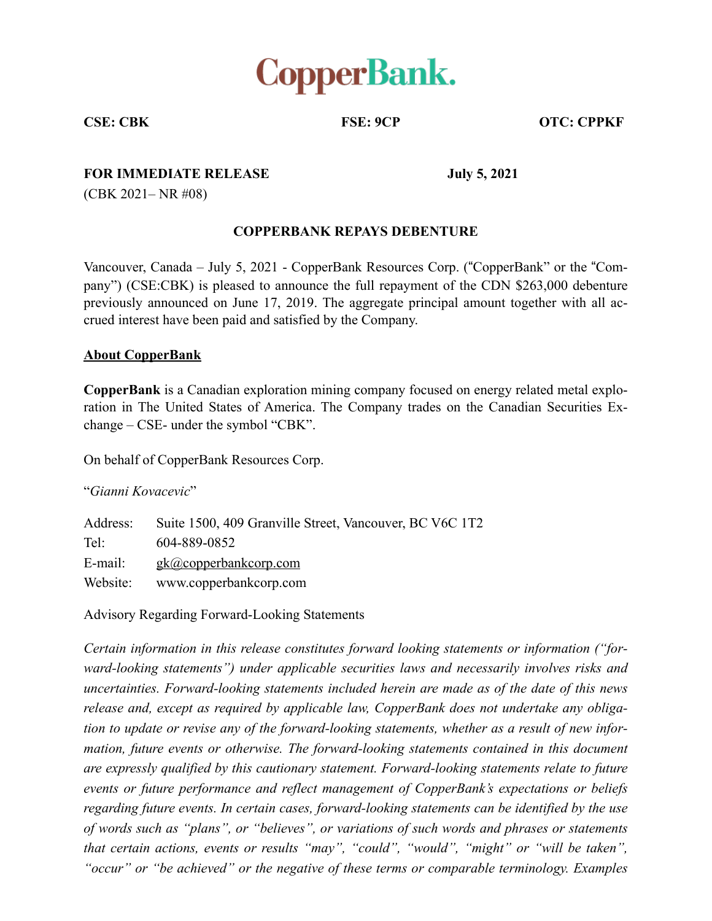# CopperBank.

**CSE: CBK** **FSE: 9CP** **OTC: CPPKF**

**FOR IMMEDIATE RELEASE** **July 5, 2021**

(CBK 2021– NR #08)

## COPPERBANK REPAYS DEBENTURE

Vancouver, Canada – July 5, 2021 - CopperBank Resources Corp. ("CopperBank" or the "Company") (CSE:CBK) is pleased to announce the full repayment of the CDN $263,000 debenture previously announced on June 17, 2019. The aggregate principal amount together with all accrued interest have been paid and satisfied by the Company.

### About CopperBank

**CopperBank** is a Canadian exploration mining company focused on energy related metal exploration in The United States of America. The Company trades on the Canadian Securities Exchange – CSE- under the symbol "CBK".

On behalf of CopperBank Resources Corp.

"*Gianni Kovacevic*"

| | |
|---|---|
| Address: | Suite 1500, 409 Granville Street, Vancouver, BC V6C 1T2 |
| Tel: | 604-889-0852 |
| E-mail: | gk@copperbankcorp.com |
| Website: | www.copperbankcorp.com |

Advisory Regarding Forward-Looking Statements

*Certain information in this release constitutes forward looking statements or information ("forward-looking statements") under applicable securities laws and necessarily involves risks and uncertainties. Forward-looking statements included herein are made as of the date of this news release and, except as required by applicable law, CopperBank does not undertake any obligation to update or revise any of the forward-looking statements, whether as a result of new information, future events or otherwise. The forward-looking statements contained in this document are expressly qualified by this cautionary statement. Forward-looking statements relate to future events or future performance and reflect management of CopperBank's expectations or beliefs regarding future events. In certain cases, forward-looking statements can be identified by the use of words such as "plans", or "believes", or variations of such words and phrases or statements that certain actions, events or results "may", "could", "would", "might" or "will be taken", "occur" or "be achieved" or the negative of these terms or comparable terminology. Examples*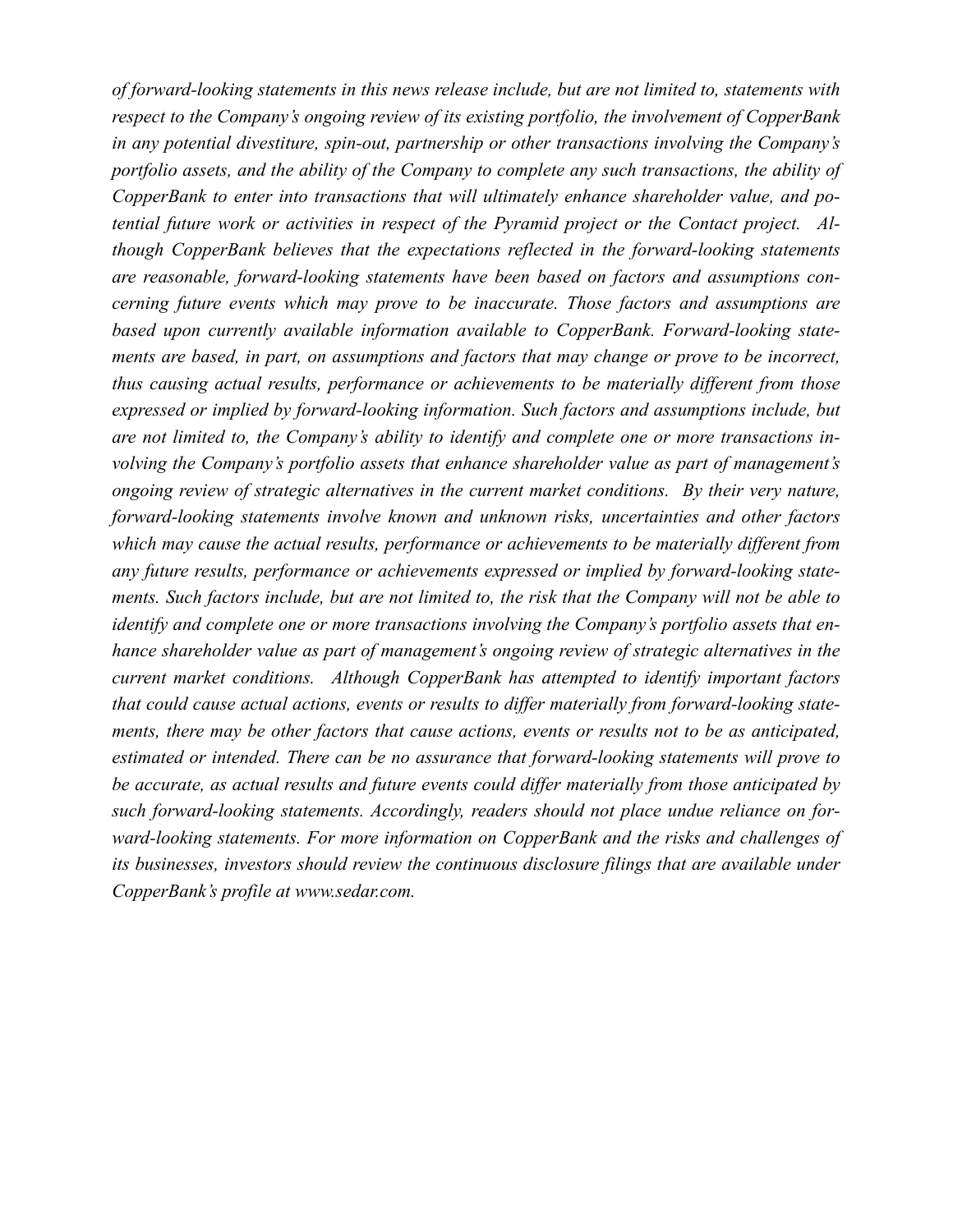*of forward-looking statements in this news release include, but are not limited to, statements with respect to the Company's ongoing review of its existing portfolio, the involvement of CopperBank in any potential divestiture, spin-out, partnership or other transactions involving the Company's portfolio assets, and the ability of the Company to complete any such transactions, the ability of CopperBank to enter into transactions that will ultimately enhance shareholder value, and potential future work or activities in respect of the Pyramid project or the Contact project. Although CopperBank believes that the expectations reflected in the forward-looking statements are reasonable, forward-looking statements have been based on factors and assumptions concerning future events which may prove to be inaccurate. Those factors and assumptions are based upon currently available information available to CopperBank. Forward-looking statements are based, in part, on assumptions and factors that may change or prove to be incorrect, thus causing actual results, performance or achievements to be materially different from those expressed or implied by forward-looking information. Such factors and assumptions include, but are not limited to, the Company's ability to identify and complete one or more transactions involving the Company's portfolio assets that enhance shareholder value as part of management's ongoing review of strategic alternatives in the current market conditions. By their very nature, forward-looking statements involve known and unknown risks, uncertainties and other factors which may cause the actual results, performance or achievements to be materially different from any future results, performance or achievements expressed or implied by forward-looking statements. Such factors include, but are not limited to, the risk that the Company will not be able to identify and complete one or more transactions involving the Company's portfolio assets that enhance shareholder value as part of management's ongoing review of strategic alternatives in the current market conditions. Although CopperBank has attempted to identify important factors that could cause actual actions, events or results to differ materially from forward-looking statements, there may be other factors that cause actions, events or results not to be as anticipated, estimated or intended. There can be no assurance that forward-looking statements will prove to be accurate, as actual results and future events could differ materially from those anticipated by such forward-looking statements. Accordingly, readers should not place undue reliance on forward-looking statements. For more information on CopperBank and the risks and challenges of its businesses, investors should review the continuous disclosure filings that are available under CopperBank's profile at www.sedar.com.*